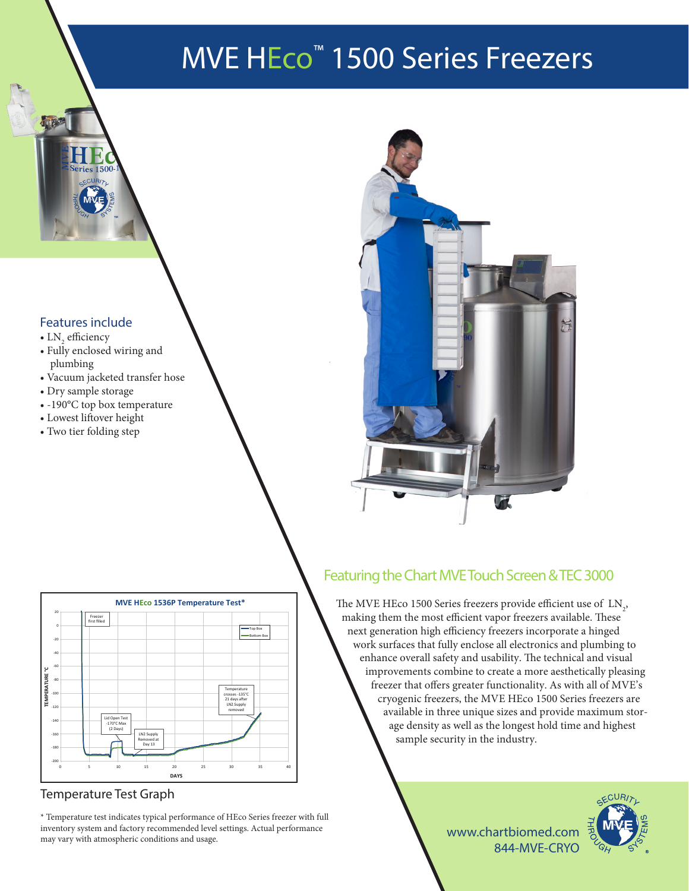# MVE HEco™ 1500 Series Freezers

## Features include

- $LN_2$ efficiency
- Fully enclosed wiring and plumbing
- Vacuum jacketed transfer hose
- Dry sample storage
- -190°C top box temperature
- Lowest liftover height
- Two tier folding step

## Featuring the Chart MVE Touch Screen & TEC 3000

The MVE HEco 1500 Series freezers provide efficient use of $LN_2$, making them the most efficient vapor freezers available. These next generation high efficiency freezers incorporate a hinged work surfaces that fully enclose all electronics and plumbing to enhance overall safety and usability. The technical and visual improvements combine to create a more aesthetically pleasing freezer that offers greater functionality. As with all of MVE's cryogenic freezers, the MVE HEco 1500 Series freezers are available in three unique sizes and provide maximum storage density as well as the longest hold time and highest sample security in the industry.

**MVE HEco 1536P Temperature Test***

Temperature Test Graph

* Temperature test indicates typical performance of HEco Series freezer with full inventory system and factory recommended level settings. Actual performance may vary with atmospheric conditions and usage.

www.chartbiomed.com
844-MVE-CRYO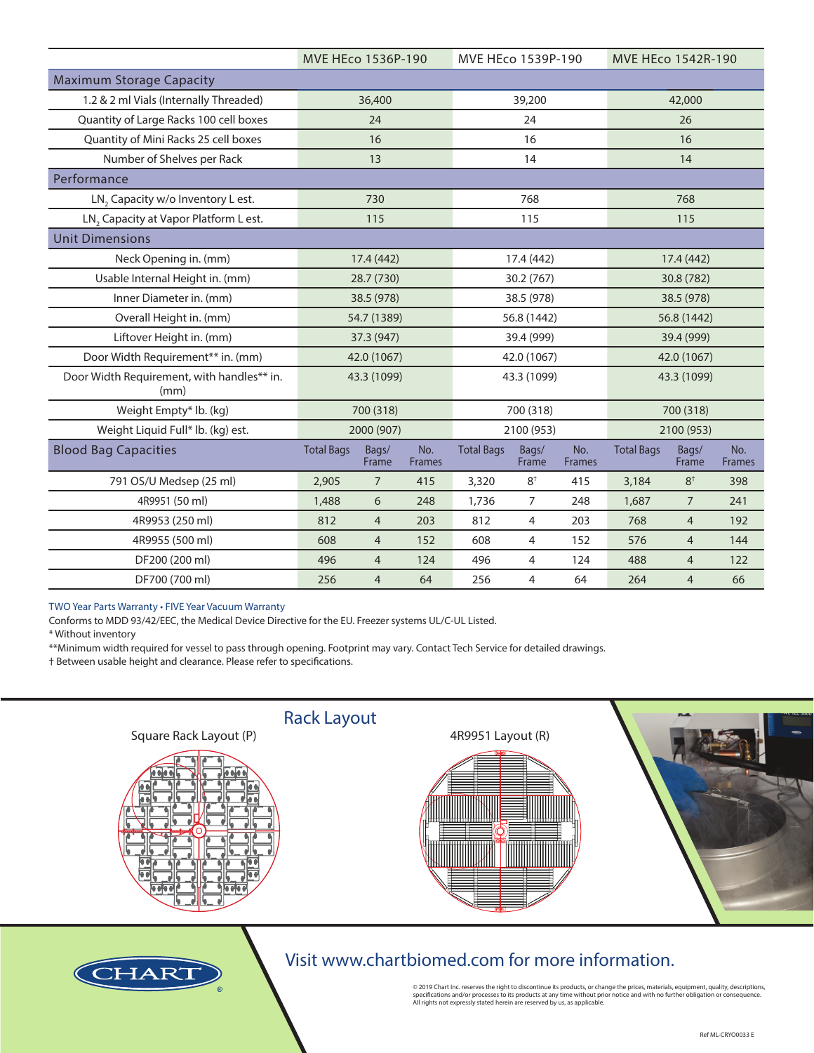| | MVE HEco 1536P-190 | | | MVE HEco 1539P-190 | | | MVE HEco 1542R-190 | | |
|---|---|---|---|---|---|---|---|---|---|
| **Maximum Storage Capacity** | | | | | | | | | |
| 1.2 & 2 ml Vials (Internally Threaded) | 36,400 | | | 39,200 | | | 42,000 | | |
| Quantity of Large Racks 100 cell boxes | 24 | | | 24 | | | 26 | | |
| Quantity of Mini Racks 25 cell boxes | 16 | | | 16 | | | 16 | | |
| Number of Shelves per Rack | 13 | | | 14 | | | 14 | | |
| **Performance** | | | | | | | | | |
| $LN_2$ Capacity w/o Inventory L est. | 730 | | | 768 | | | 768 | | |
| $LN_2$ Capacity at Vapor Platform L est. | 115 | | | 115 | | | 115 | | |
| **Unit Dimensions** | | | | | | | | | |
| Neck Opening in. (mm) | 17.4 (442) | | | 17.4 (442) | | | 17.4 (442) | | |
| Usable Internal Height in. (mm) | 28.7 (730) | | | 30.2 (767) | | | 30.8 (782) | | |
| Inner Diameter in. (mm) | 38.5 (978) | | | 38.5 (978) | | | 38.5 (978) | | |
| Overall Height in. (mm) | 54.7 (1389) | | | 56.8 (1442) | | | 56.8 (1442) | | |
| Liftover Height in. (mm) | 37.3 (947) | | | 39.4 (999) | | | 39.4 (999) | | |
| Door Width Requirement** in. (mm) | 42.0 (1067) | | | 42.0 (1067) | | | 42.0 (1067) | | |
| Door Width Requirement, with handles** in. (mm) | 43.3 (1099) | | | 43.3 (1099) | | | 43.3 (1099) | | |
| Weight Empty* lb. (kg) | 700 (318) | | | 700 (318) | | | 700 (318) | | |
| Weight Liquid Full* lb. (kg) est. | 2000 (907) | | | 2100 (953) | | | 2100 (953) | | |
| **Blood Bag Capacities** | Total Bags | Bags/ Frame | No. Frames | Total Bags | Bags/ Frame | No. Frames | Total Bags | Bags/ Frame | No. Frames |
| 791 OS/U Medsep (25 ml) | 2,905 | 7 | 415 | 3,320 | 8† | 415 | 3,184 | 8† | 398 |
| 4R9951 (50 ml) | 1,488 | 6 | 248 | 1,736 | 7 | 248 | 1,687 | 7 | 241 |
| 4R9953 (250 ml) | 812 | 4 | 203 | 812 | 4 | 203 | 768 | 4 | 192 |
| 4R9955 (500 ml) | 608 | 4 | 152 | 608 | 4 | 152 | 576 | 4 | 144 |
| DF200 (200 ml) | 496 | 4 | 124 | 496 | 4 | 124 | 488 | 4 | 122 |
| DF700 (700 ml) | 256 | 4 | 64 | 256 | 4 | 64 | 264 | 4 | 66 |

TWO Year Parts Warranty • FIVE Year Vacuum Warranty

Conforms to MDD 93/42/EEC, the Medical Device Directive for the EU. Freezer systems UL/C-UL Listed.

* Without inventory

**Minimum width required for vessel to pass through opening. Footprint may vary. Contact Tech Service for detailed drawings.

† Between usable height and clearance. Please refer to specifications.

## Rack Layout

Square Rack Layout (P)

4R9951 Layout (R)

CHART

Visit www.chartbiomed.com for more information.

© 2019 Chart Inc. reserves the right to discontinue its products, or change the prices, materials, equipment, quality, descriptions, specifications and/or processes to its products at any time without prior notice and with no further obligation or consequence. All rights not expressly stated herein are reserved by us, as applicable.

Ref ML-CRYO0033 E